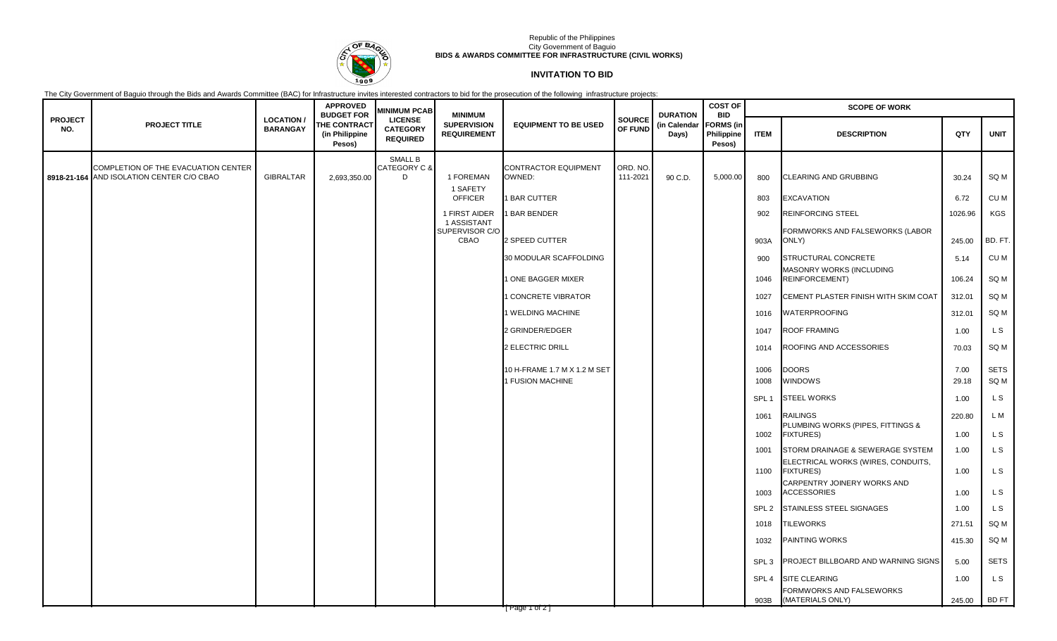Republic of the Philippines
City Government of Baguio
**BIDS & AWARDS COMMITTEE FOR INFRASTRUCTURE (CIVIL WORKS)**

## INVITATION TO BID

The City Government of Baguio through the Bids and Awards Committee (BAC) for Infrastructure invites interested contractors to bid for the prosecution of the following infrastructure projects:

| PROJECT NO. | PROJECT TITLE | LOCATION / BARANGAY | APPROVED BUDGET FOR THE CONTRACT (in Philippine Pesos) | MINIMUM PCAB LICENSE CATEGORY REQUIRED | MINIMUM SUPERVISION REQUIREMENT | EQUIPMENT TO BE USED | SOURCE OF FUND | DURATION (in Calendar Days) | COST OF BID FORMS (in Philippine Pesos) | SCOPE OF WORK | | | |
|---|---|---|---|---|---|---|---|---|---|---|---|---|---|
| | | | | | | | | | | ITEM | DESCRIPTION | QTY | UNIT |
| 8918-21-164 | COMPLETION OF THE EVACUATION CENTER AND ISOLATION CENTER C/O CBAO | GIBRALTAR | 2,693,350.00 | SMALL B CATEGORY C & D | 1 FOREMAN | CONTRACTOR EQUIPMENT OWNED: | ORD. NO. 111-2021 | 90 C.D. | 5,000.00 | 800 | CLEARING AND GRUBBING | 30.24 | SQ M |
| | | | | | 1 SAFETY OFFICER | 1 BAR CUTTER | | | | 803 | EXCAVATION | 6.72 | CU M |
| | | | | | 1 FIRST AIDER | 1 BAR BENDER | | | | 902 | REINFORCING STEEL | 1026.96 | KGS |
| | | | | | 1 ASSISTANT SUPERVISOR C/O CBAO | 2 SPEED CUTTER | | | | 903A | FORMWORKS AND FALSEWORKS (LABOR ONLY) | 245.00 | BD. FT. |
| | | | | | | 30 MODULAR SCAFFOLDING | | | | 900 | STRUCTURAL CONCRETE | 5.14 | CU M |
| | | | | | | 1 ONE BAGGER MIXER | | | | 1046 | MASONRY WORKS (INCLUDING REINFORCEMENT) | 106.24 | SQ M |
| | | | | | | 1 CONCRETE VIBRATOR | | | | 1027 | CEMENT PLASTER FINISH WITH SKIM COAT | 312.01 | SQ M |
| | | | | | | 1 WELDING MACHINE | | | | 1016 | WATERPROOFING | 312.01 | SQ M |
| | | | | | | 2 GRINDER/EDGER | | | | 1047 | ROOF FRAMING | 1.00 | L S |
| | | | | | | 2 ELECTRIC DRILL | | | | 1014 | ROOFING AND ACCESSORIES | 70.03 | SQ M |
| | | | | | | 10 H-FRAME 1.7 M X 1.2 M SET | | | | 1006 | DOORS | 7.00 | SETS |
| | | | | | | 1 FUSION MACHINE | | | | 1008 | WINDOWS | 29.18 | SQ M |
| | | | | | | | | | | SPL 1 | STEEL WORKS | 1.00 | L S |
| | | | | | | | | | | 1061 | RAILINGS | 220.80 | L M |
| | | | | | | | | | | 1002 | PLUMBING WORKS (PIPES, FITTINGS & FIXTURES) | 1.00 | L S |
| | | | | | | | | | | 1001 | STORM DRAINAGE & SEWERAGE SYSTEM | 1.00 | L S |
| | | | | | | | | | | 1100 | ELECTRICAL WORKS (WIRES, CONDUITS, FIXTURES) | 1.00 | L S |
| | | | | | | | | | | 1003 | CARPENTRY JOINERY WORKS AND ACCESSORIES | 1.00 | L S |
| | | | | | | | | | | SPL 2 | STAINLESS STEEL SIGNAGES | 1.00 | L S |
| | | | | | | | | | | 1018 | TILEWORKS | 271.51 | SQ M |
| | | | | | | | | | | 1032 | PAINTING WORKS | 415.30 | SQ M |
| | | | | | | | | | | SPL 3 | PROJECT BILLBOARD AND WARNING SIGNS | 5.00 | SETS |
| | | | | | | | | | | SPL 4 | SITE CLEARING | 1.00 | L S |
| | | | | | | | | | | 903B | FORMWORKS AND FALSEWORKS (MATERIALS ONLY) | 245.00 | BD FT |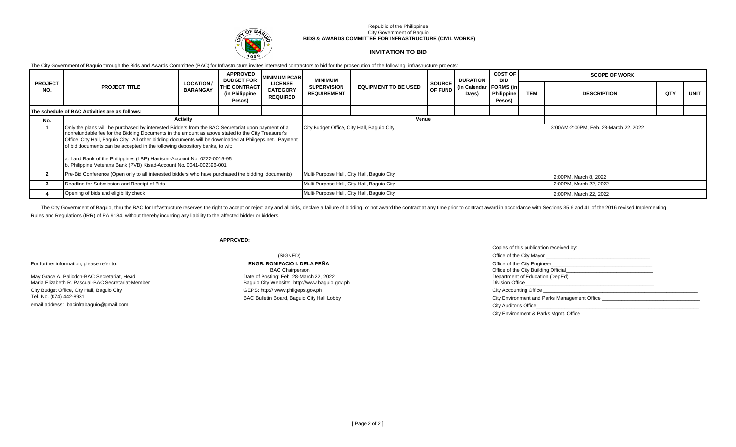Republic of the Philippines
City Government of Baguio
**BIDS & AWARDS COMMITTEE FOR INFRASTRUCTURE (CIVIL WORKS)**

## INVITATION TO BID

The City Government of Baguio through the Bids and Awards Committee (BAC) for Infrastructure invites interested contractors to bid for the prosecution of the following infrastructure projects:

| PROJECT NO. | PROJECT TITLE | LOCATION / BARANGAY | APPROVED BUDGET FOR THE CONTRACT (in Philippine Pesos) | MINIMUM PCAB LICENSE CATEGORY REQUIRED | MINIMUM SUPERVISION REQUIREMENT | EQUIPMENT TO BE USED | SOURCE OF FUND | DURATION (in Calendar Days) | COST OF BID FORMS (in Philippine Pesos) | SCOPE OF WORK – ITEM | SCOPE OF WORK – DESCRIPTION | SCOPE OF WORK – QTY | SCOPE OF WORK – UNIT |
|---|---|---|---|---|---|---|---|---|---|---|---|---|---|

**The schedule of BAC Activities are as follows:**

| No. | Activity | Venue | |
|---|---|---|---|
| 1 | Only the plans will be purchased by interested Bidders from the BAC Secretariat upon payment of a nonrefundable fee for the Bidding Documents in the amount as above stated to the City Treasurer's Office, City Hall, Baguio City. All other bidding documents will be downloaded at Philgeps.net. Payment of bid documents can be accepted in the following depository banks, to wit:<br><br>a. Land Bank of the Philippines (LBP) Harrison-Account No. 0222-0015-95<br>b. Philippine Veterans Bank (PVB) Kisad-Account No. 0041-002396-001 | City Budget Office, City Hall, Baguio City | 8:00AM-2:00PM, Feb. 28-March 22, 2022 |
| 2 | Pre-Bid Conference (Open only to all interested bidders who have purchased the bidding documents) | Multi-Purpose Hall, City Hall, Baguio City | 2:00PM, March 8, 2022 |
| 3 | Deadline for Submission and Receipt of Bids | Multi-Purpose Hall, City Hall, Baguio City | 2:00PM, March 22, 2022 |
| 4 | Opening of bids and eligibility check | Multi-Purpose Hall, City Hall, Baguio City | 2:00PM, March 22, 2022 |

The City Government of Baguio, thru the BAC for Infrastructure reserves the right to accept or reject any and all bids, declare a failure of bidding, or not award the contract at any time prior to contract award in accordance with Sections 35.6 and 41 of the 2016 revised Implementing Rules and Regulations (IRR) of RA 9184, without thereby incurring any liability to the affected bidder or bidders.

**APPROVED:**

(SIGNED)

**ENGR. BONIFACIO I. DELA PEÑA**
BAC Chairperson
Date of Posting: Feb. 28-March 22, 2022
Baguio City Website: http://www.baguio.gov.ph
GEPS: http:// www.philgeps.gov.ph
BAC Bulletin Board, Baguio City Hall Lobby

For further information, please refer to:

May Grace A. Palicdon-BAC Secretariat, Head
Maria Elizabeth R. Pascual-BAC Secretariat-Member
City Budget Office, City Hall, Baguio City
Tel. No. (074) 442-8931
email address: bacinfrabaguio@gmail.com

Copies of this publication received by:

Office of the City Mayor ____________________
Office of the City Engineer____________________
Office of the City Building Official____________________
Department of Education (DepEd) Division Office____________________
City Accounting Office ____________________
City Environment and Parks Management Office ____________________
City Auditor's Office____________________
City Environment & Parks Mgmt. Office____________________